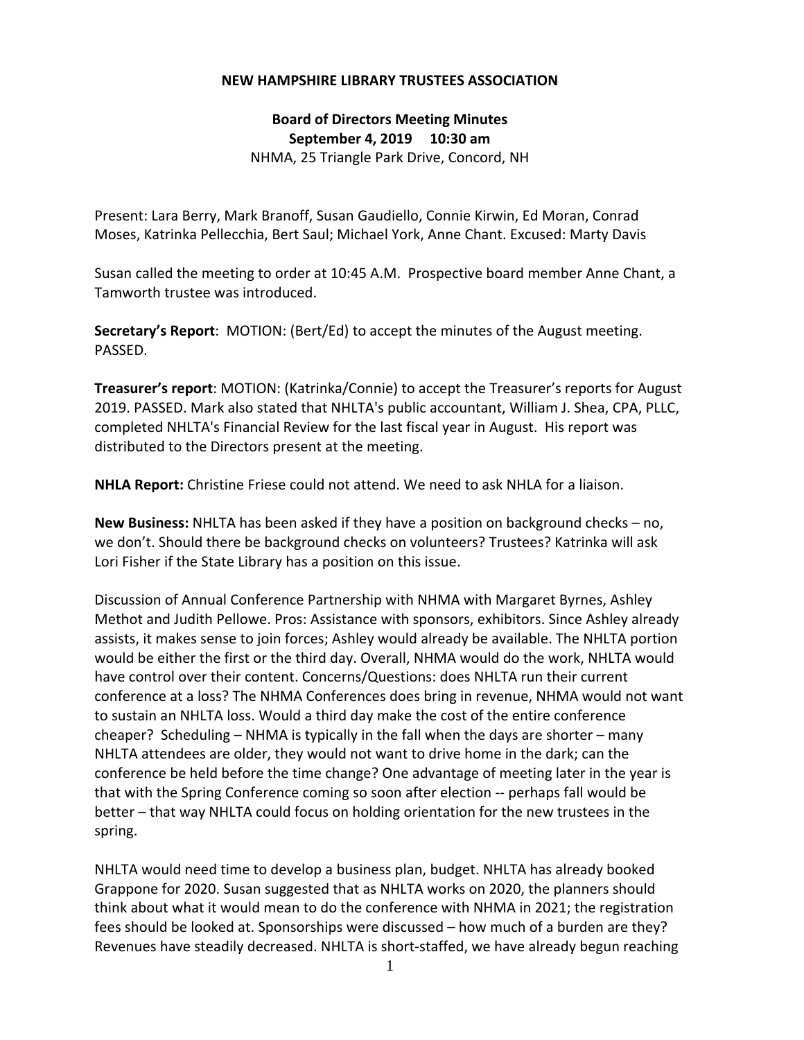**NEW HAMPSHIRE LIBRARY TRUSTEES ASSOCIATION**

**Board of Directors Meeting Minutes**
**September 4, 2019 10:30 am**
NHMA, 25 Triangle Park Drive, Concord, NH

Present: Lara Berry, Mark Branoff, Susan Gaudiello, Connie Kirwin, Ed Moran, Conrad Moses, Katrinka Pellecchia, Bert Saul; Michael York, Anne Chant. Excused: Marty Davis

Susan called the meeting to order at 10:45 A.M. Prospective board member Anne Chant, a Tamworth trustee was introduced.

**Secretary's Report**: MOTION: (Bert/Ed) to accept the minutes of the August meeting. PASSED.

**Treasurer's report**: MOTION: (Katrinka/Connie) to accept the Treasurer's reports for August 2019. PASSED. Mark also stated that NHLTA's public accountant, William J. Shea, CPA, PLLC, completed NHLTA's Financial Review for the last fiscal year in August. His report was distributed to the Directors present at the meeting.

**NHLA Report:** Christine Friese could not attend. We need to ask NHLA for a liaison.

**New Business:** NHLTA has been asked if they have a position on background checks – no, we don't. Should there be background checks on volunteers? Trustees? Katrinka will ask Lori Fisher if the State Library has a position on this issue.

Discussion of Annual Conference Partnership with NHMA with Margaret Byrnes, Ashley Methot and Judith Pellowe. Pros: Assistance with sponsors, exhibitors. Since Ashley already assists, it makes sense to join forces; Ashley would already be available. The NHLTA portion would be either the first or the third day. Overall, NHMA would do the work, NHLTA would have control over their content. Concerns/Questions: does NHLTA run their current conference at a loss? The NHMA Conferences does bring in revenue, NHMA would not want to sustain an NHLTA loss. Would a third day make the cost of the entire conference cheaper? Scheduling – NHMA is typically in the fall when the days are shorter – many NHLTA attendees are older, they would not want to drive home in the dark; can the conference be held before the time change? One advantage of meeting later in the year is that with the Spring Conference coming so soon after election -- perhaps fall would be better – that way NHLTA could focus on holding orientation for the new trustees in the spring.

NHLTA would need time to develop a business plan, budget. NHLTA has already booked Grappone for 2020. Susan suggested that as NHLTA works on 2020, the planners should think about what it would mean to do the conference with NHMA in 2021; the registration fees should be looked at. Sponsorships were discussed – how much of a burden are they? Revenues have steadily decreased. NHLTA is short-staffed, we have already begun reaching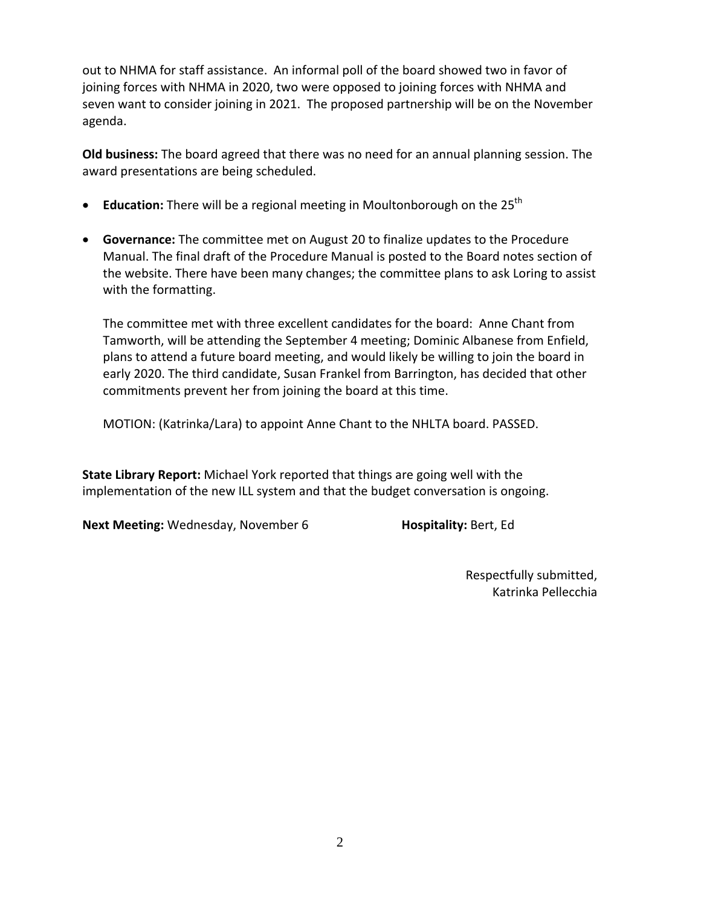out to NHMA for staff assistance. An informal poll of the board showed two in favor of joining forces with NHMA in 2020, two were opposed to joining forces with NHMA and seven want to consider joining in 2021. The proposed partnership will be on the November agenda.

**Old business:** The board agreed that there was no need for an annual planning session. The award presentations are being scheduled.

- **Education:** There will be a regional meeting in Moultonborough on the 25th

- **Governance:** The committee met on August 20 to finalize updates to the Procedure Manual. The final draft of the Procedure Manual is posted to the Board notes section of the website. There have been many changes; the committee plans to ask Loring to assist with the formatting.

  The committee met with three excellent candidates for the board: Anne Chant from Tamworth, will be attending the September 4 meeting; Dominic Albanese from Enfield, plans to attend a future board meeting, and would likely be willing to join the board in early 2020. The third candidate, Susan Frankel from Barrington, has decided that other commitments prevent her from joining the board at this time.

  MOTION: (Katrinka/Lara) to appoint Anne Chant to the NHLTA board. PASSED.

**State Library Report:** Michael York reported that things are going well with the implementation of the new ILL system and that the budget conversation is ongoing.

**Next Meeting:** Wednesday, November 6 **Hospitality:** Bert, Ed

Respectfully submitted,
Katrinka Pellecchia